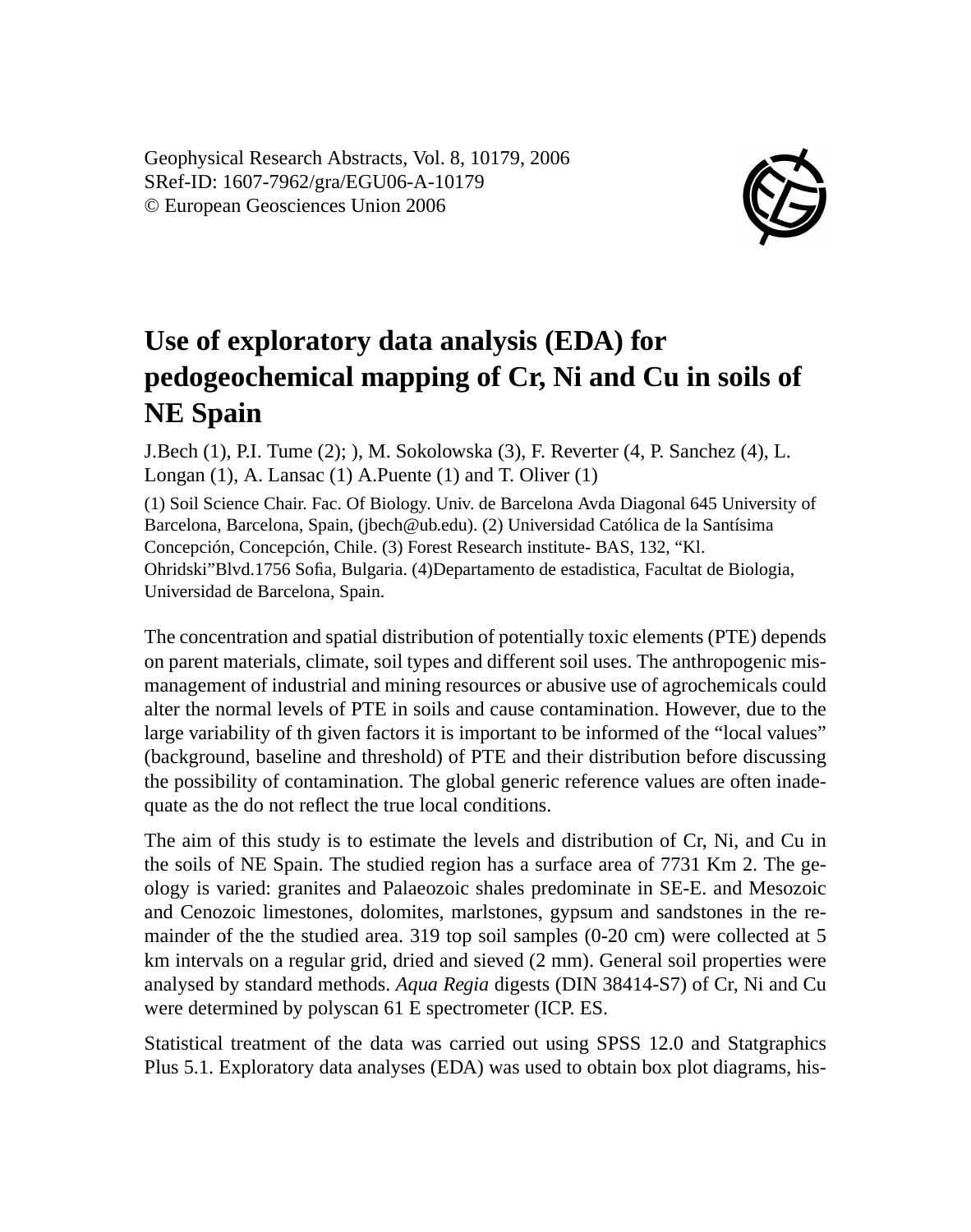# Use of exploratory data analysis (EDA) for pedogeochemical mapping of Cr, Ni and Cu in soils of NE Spain

J.Bech (1), P.I. Tume (2); ), M. Sokolowska (3), F. Reverter (4, P. Sanchez (4), L. Longan (1), A. Lansac (1) A.Puente (1) and T. Oliver (1)

(1) Soil Science Chair. Fac. Of Biology. Univ. de Barcelona Avda Diagonal 645 University of Barcelona, Barcelona, Spain, (jbech@ub.edu). (2) Universidad Católica de la Santísima Concepción, Concepción, Chile. (3) Forest Research institute- BAS, 132, "Kl. Ohridski"Blvd.1756 Sofia, Bulgaria. (4)Departamento de estadistica, Facultat de Biologia, Universidad de Barcelona, Spain.

The concentration and spatial distribution of potentially toxic elements (PTE) depends on parent materials, climate, soil types and different soil uses. The anthropogenic mismanagement of industrial and mining resources or abusive use of agrochemicals could alter the normal levels of PTE in soils and cause contamination. However, due to the large variability of th given factors it is important to be informed of the "local values" (background, baseline and threshold) of PTE and their distribution before discussing the possibility of contamination. The global generic reference values are often inadequate as the do not reflect the true local conditions.

The aim of this study is to estimate the levels and distribution of Cr, Ni, and Cu in the soils of NE Spain. The studied region has a surface area of 7731 Km 2. The geology is varied: granites and Palaeozoic shales predominate in SE-E. and Mesozoic and Cenozoic limestones, dolomites, marlstones, gypsum and sandstones in the remainder of the the studied area. 319 top soil samples (0-20 cm) were collected at 5 km intervals on a regular grid, dried and sieved (2 mm). General soil properties were analysed by standard methods. *Aqua Regia* digests (DIN 38414-S7) of Cr, Ni and Cu were determined by polyscan 61 E spectrometer (ICP. ES.

Statistical treatment of the data was carried out using SPSS 12.0 and Statgraphics Plus 5.1. Exploratory data analyses (EDA) was used to obtain box plot diagrams, his-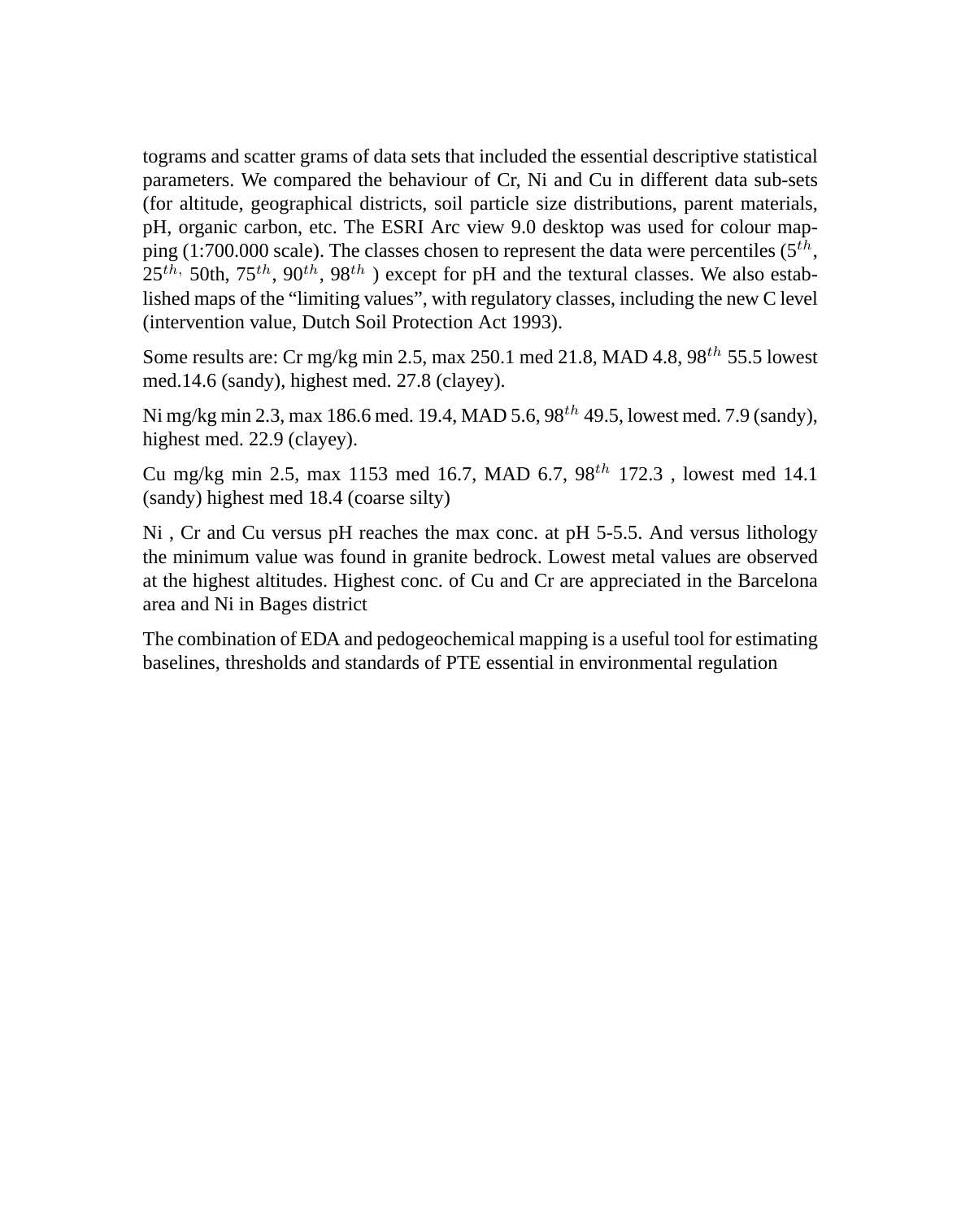tograms and scatter grams of data sets that included the essential descriptive statistical parameters. We compared the behaviour of Cr, Ni and Cu in different data sub-sets (for altitude, geographical districts, soil particle size distributions, parent materials, pH, organic carbon, etc. The ESRI Arc view 9.0 desktop was used for colour mapping (1:700.000 scale). The classes chosen to represent the data were percentiles ($5^{th}$, $25^{th,}$ 50th, $75^{th}$, $90^{th}$, $98^{th}$ ) except for pH and the textural classes. We also established maps of the "limiting values", with regulatory classes, including the new C level (intervention value, Dutch Soil Protection Act 1993).

Some results are: Cr mg/kg min 2.5, max 250.1 med 21.8, MAD 4.8, $98^{th}$ 55.5 lowest med.14.6 (sandy), highest med. 27.8 (clayey).

Ni mg/kg min 2.3, max 186.6 med. 19.4, MAD 5.6, $98^{th}$ 49.5, lowest med. 7.9 (sandy), highest med. 22.9 (clayey).

Cu mg/kg min 2.5, max 1153 med 16.7, MAD 6.7, $98^{th}$ 172.3 , lowest med 14.1 (sandy) highest med 18.4 (coarse silty)

Ni , Cr and Cu versus pH reaches the max conc. at pH 5-5.5. And versus lithology the minimum value was found in granite bedrock. Lowest metal values are observed at the highest altitudes. Highest conc. of Cu and Cr are appreciated in the Barcelona area and Ni in Bages district

The combination of EDA and pedogeochemical mapping is a useful tool for estimating baselines, thresholds and standards of PTE essential in environmental regulation